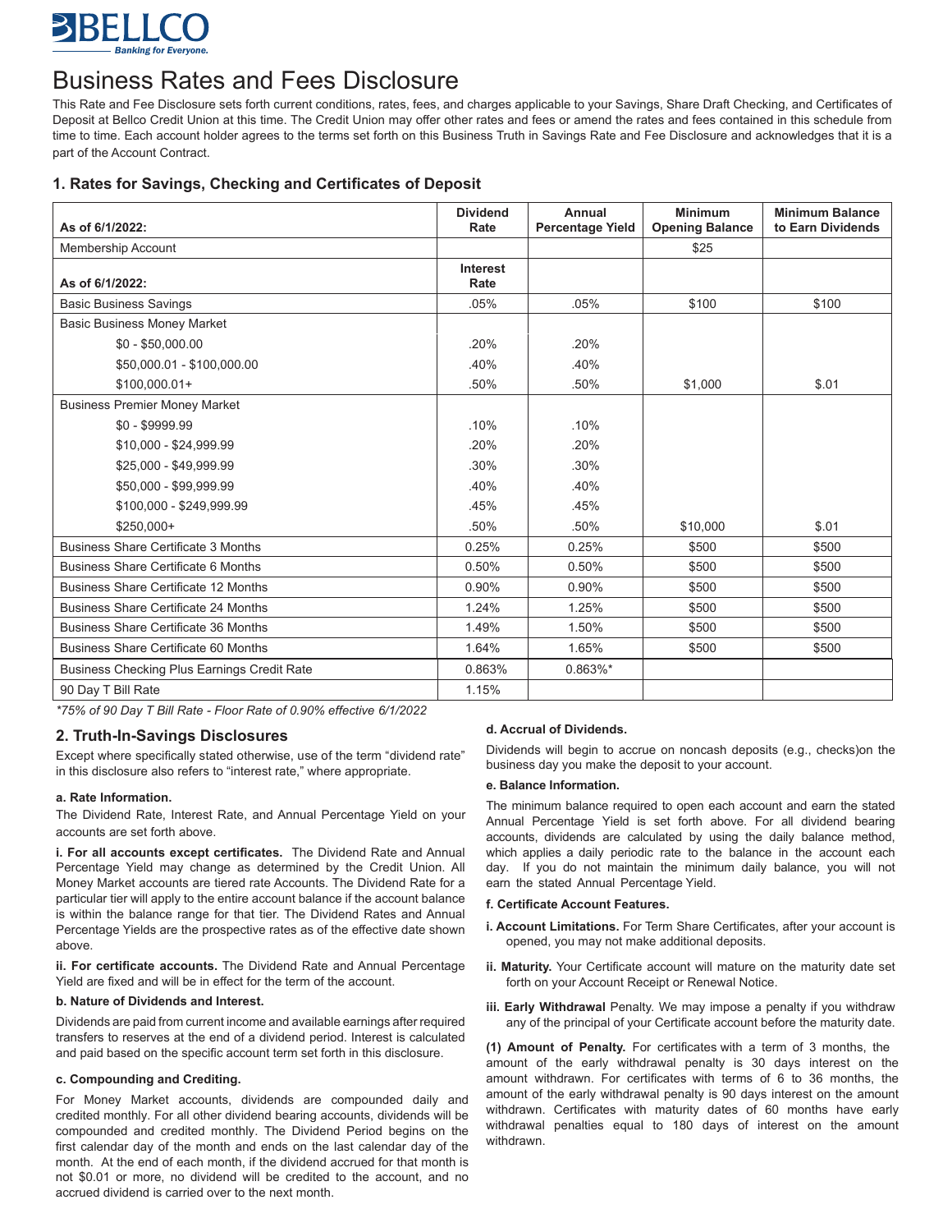BELLCO

Banking for Everyone.

# Business Rates and Fees Disclosure

This Rate and Fee Disclosure sets forth current conditions, rates, fees, and charges applicable to your Savings, Share Draft Checking, and Certificates of Deposit at Bellco Credit Union at this time. The Credit Union may offer other rates and fees or amend the rates and fees contained in this schedule from time to time. Each account holder agrees to the terms set forth on this Business Truth in Savings Rate and Fee Disclosure and acknowledges that it is a part of the Account Contract.

## 1. Rates for Savings, Checking and Certificates of Deposit

| As of 6/1/2022: | Dividend Rate | Annual Percentage Yield | Minimum Opening Balance | Minimum Balance to Earn Dividends |
|---|---|---|---|---|
| Membership Account | | | $25 | |
| **As of 6/1/2022:** | **Interest Rate** | | | |
| Basic Business Savings | .05% | .05% | $100 | $100 |
| Basic Business Money Market | | | | |
| $0 - $50,000.00 | .20% | .20% | | |
| $50,000.01 - $100,000.00 | .40% | .40% | | |
| $100,000.01+ | .50% | .50% | $1,000 | $.01 |
| Business Premier Money Market | | | | |
| $0 - $9999.99 | .10% | .10% | | |
| $10,000 - $24,999.99 | .20% | .20% | | |
| $25,000 - $49,999.99 | .30% | .30% | | |
| $50,000 - $99,999.99 | .40% | .40% | | |
| $100,000 - $249,999.99 | .45% | .45% | | |
| $250,000+ | .50% | .50% | $10,000 | $.01 |
| Business Share Certificate 3 Months | 0.25% | 0.25% | $500 | $500 |
| Business Share Certificate 6 Months | 0.50% | 0.50% | $500 | $500 |
| Business Share Certificate 12 Months | 0.90% | 0.90% | $500 | $500 |
| Business Share Certificate 24 Months | 1.24% | 1.25% | $500 | $500 |
| Business Share Certificate 36 Months | 1.49% | 1.50% | $500 | $500 |
| Business Share Certificate 60 Months | 1.64% | 1.65% | $500 | $500 |
| Business Checking Plus Earnings Credit Rate | 0.863% | 0.863%* | | |
| 90 Day T Bill Rate | 1.15% | | | |

*\*75% of 90 Day T Bill Rate - Floor Rate of 0.90% effective 6/1/2022*

## 2. Truth-In-Savings Disclosures

Except where specifically stated otherwise, use of the term "dividend rate" in this disclosure also refers to "interest rate," where appropriate.

#### a. Rate Information.

The Dividend Rate, Interest Rate, and Annual Percentage Yield on your accounts are set forth above.

**i. For all accounts except certificates.** The Dividend Rate and Annual Percentage Yield may change as determined by the Credit Union. All Money Market accounts are tiered rate Accounts. The Dividend Rate for a particular tier will apply to the entire account balance if the account balance is within the balance range for that tier. The Dividend Rates and Annual Percentage Yields are the prospective rates as of the effective date shown above.

**ii. For certificate accounts.** The Dividend Rate and Annual Percentage Yield are fixed and will be in effect for the term of the account.

#### b. Nature of Dividends and Interest.

Dividends are paid from current income and available earnings after required transfers to reserves at the end of a dividend period. Interest is calculated and paid based on the specific account term set forth in this disclosure.

#### c. Compounding and Crediting.

For Money Market accounts, dividends are compounded daily and credited monthly. For all other dividend bearing accounts, dividends will be compounded and credited monthly. The Dividend Period begins on the first calendar day of the month and ends on the last calendar day of the month. At the end of each month, if the dividend accrued for that month is not $0.01 or more, no dividend will be credited to the account, and no accrued dividend is carried over to the next month.

#### d. Accrual of Dividends.

Dividends will begin to accrue on noncash deposits (e.g., checks)on the business day you make the deposit to your account.

#### e. Balance Information.

The minimum balance required to open each account and earn the stated Annual Percentage Yield is set forth above. For all dividend bearing accounts, dividends are calculated by using the daily balance method, which applies a daily periodic rate to the balance in the account each day. If you do not maintain the minimum daily balance, you will not earn the stated Annual Percentage Yield.

#### f. Certificate Account Features.

**i. Account Limitations.** For Term Share Certificates, after your account is opened, you may not make additional deposits.

**ii. Maturity.** Your Certificate account will mature on the maturity date set forth on your Account Receipt or Renewal Notice.

**iii. Early Withdrawal** Penalty. We may impose a penalty if you withdraw any of the principal of your Certificate account before the maturity date.

**(1) Amount of Penalty.** For certificates with a term of 3 months, the amount of the early withdrawal penalty is 30 days interest on the amount withdrawn. For certificates with terms of 6 to 36 months, the amount of the early withdrawal penalty is 90 days interest on the amount withdrawn. Certificates with maturity dates of 60 months have early withdrawal penalties equal to 180 days of interest on the amount withdrawn.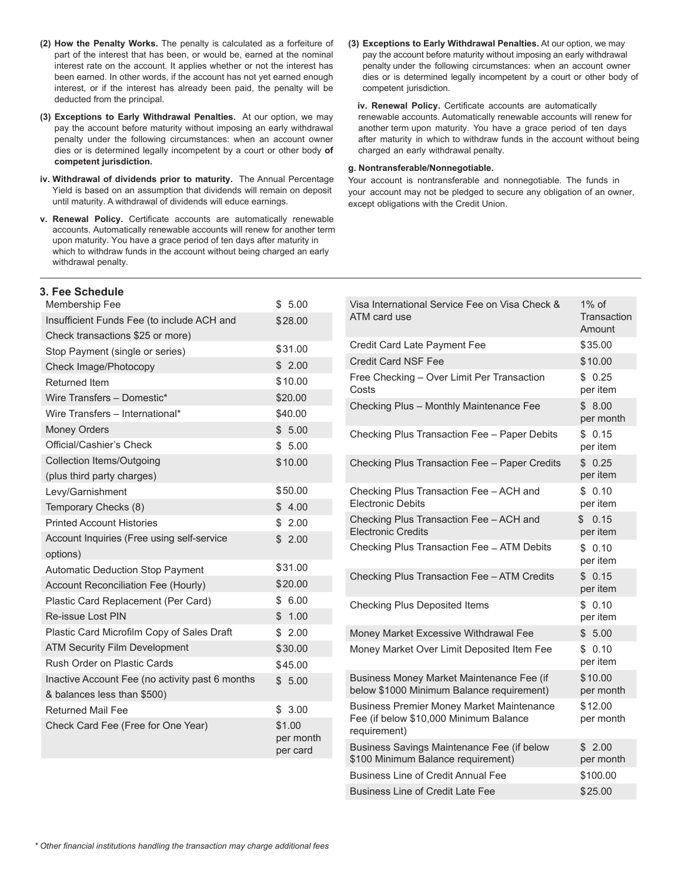**(2) How the Penalty Works.** The penalty is calculated as a forfeiture of part of the interest that has been, or would be, earned at the nominal interest rate on the account. It applies whether or not the interest has been earned. In other words, if the account has not yet earned enough interest, or if the interest has already been paid, the penalty will be deducted from the principal.

**(3) Exceptions to Early Withdrawal Penalties.** At our option, we may pay the account before maturity without imposing an early withdrawal penalty under the following circumstances: when an account owner dies or is determined legally incompetent by a court or other body **of competent jurisdiction.**

**iv. Withdrawal of dividends prior to maturity.** The Annual Percentage Yield is based on an assumption that dividends will remain on deposit until maturity. A withdrawal of dividends will educe earnings.

**v. Renewal Policy.** Certificate accounts are automatically renewable accounts. Automatically renewable accounts will renew for another term upon maturity. You have a grace period of ten days after maturity in which to withdraw funds in the account without being charged an early withdrawal penalty.

**(3) Exceptions to Early Withdrawal Penalties.** At our option, we may pay the account before maturity without imposing an early withdrawal penalty under the following circumstances: when an account owner dies or is determined legally incompetent by a court or other body of competent jurisdiction.

**iv. Renewal Policy.** Certificate accounts are automatically renewable accounts. Automatically renewable accounts will renew for another term upon maturity. You have a grace period of ten days after maturity in which to withdraw funds in the account without being charged an early withdrawal penalty.

**g. Nontransferable/Nonnegotiable.**

Your account is nontransferable and nonnegotiable. The funds in your account may not be pledged to secure any obligation of an owner, except obligations with the Credit Union.

## 3. Fee Schedule

| Fee | Amount |
|---|---|
| Membership Fee | $ 5.00 |
| Insufficient Funds Fee (to include ACH and Check transactions $25 or more) | $28.00 |
| Stop Payment (single or series) | $31.00 |
| Check Image/Photocopy | $ 2.00 |
| Returned Item | $10.00 |
| Wire Transfers – Domestic* | $20.00 |
| Wire Transfers – International* | $40.00 |
| Money Orders | $ 5.00 |
| Official/Cashier's Check | $ 5.00 |
| Collection Items/Outgoing (plus third party charges) | $10.00 |
| Levy/Garnishment | $50.00 |
| Temporary Checks (8) | $ 4.00 |
| Printed Account Histories | $ 2.00 |
| Account Inquiries (Free using self-service options) | $ 2.00 |
| Automatic Deduction Stop Payment | $31.00 |
| Account Reconciliation Fee (Hourly) | $20.00 |
| Plastic Card Replacement (Per Card) | $ 6.00 |
| Re-issue Lost PIN | $ 1.00 |
| Plastic Card Microfilm Copy of Sales Draft | $ 2.00 |
| ATM Security Film Development | $30.00 |
| Rush Order on Plastic Cards | $45.00 |
| Inactive Account Fee (no activity past 6 months & balances less than $500) | $ 5.00 |
| Returned Mail Fee | $ 3.00 |
| Check Card Fee (Free for One Year) | $1.00 per month per card |
| Visa International Service Fee on Visa Check & ATM card use | 1% of Transaction Amount |
| Credit Card Late Payment Fee | $35.00 |
| Credit Card NSF Fee | $10.00 |
| Free Checking – Over Limit Per Transaction Costs | $ 0.25 per item |
| Checking Plus – Monthly Maintenance Fee | $ 8.00 per month |
| Checking Plus Transaction Fee – Paper Debits | $ 0.15 per item |
| Checking Plus Transaction Fee – Paper Credits | $ 0.25 per item |
| Checking Plus Transaction Fee – ACH and Electronic Debits | $ 0.10 per item |
| Checking Plus Transaction Fee – ACH and Electronic Credits | $ 0.15 per item |
| Checking Plus Transaction Fee – ATM Debits | $ 0.10 per item |
| Checking Plus Transaction Fee – ATM Credits | $ 0.15 per item |
| Checking Plus Deposited Items | $ 0.10 per item |
| Money Market Excessive Withdrawal Fee | $ 5.00 |
| Money Market Over Limit Deposited Item Fee | $ 0.10 per item |
| Business Money Market Maintenance Fee (if below $1000 Minimum Balance requirement) | $10.00 per month |
| Business Premier Money Market Maintenance Fee (if below $10,000 Minimum Balance requirement) | $12.00 per month |
| Business Savings Maintenance Fee (if below $100 Minimum Balance requirement) | $ 2.00 per month |
| Business Line of Credit Annual Fee | $100.00 |
| Business Line of Credit Late Fee | $25.00 |

*\* Other financial institutions handling the transaction may charge additional fees*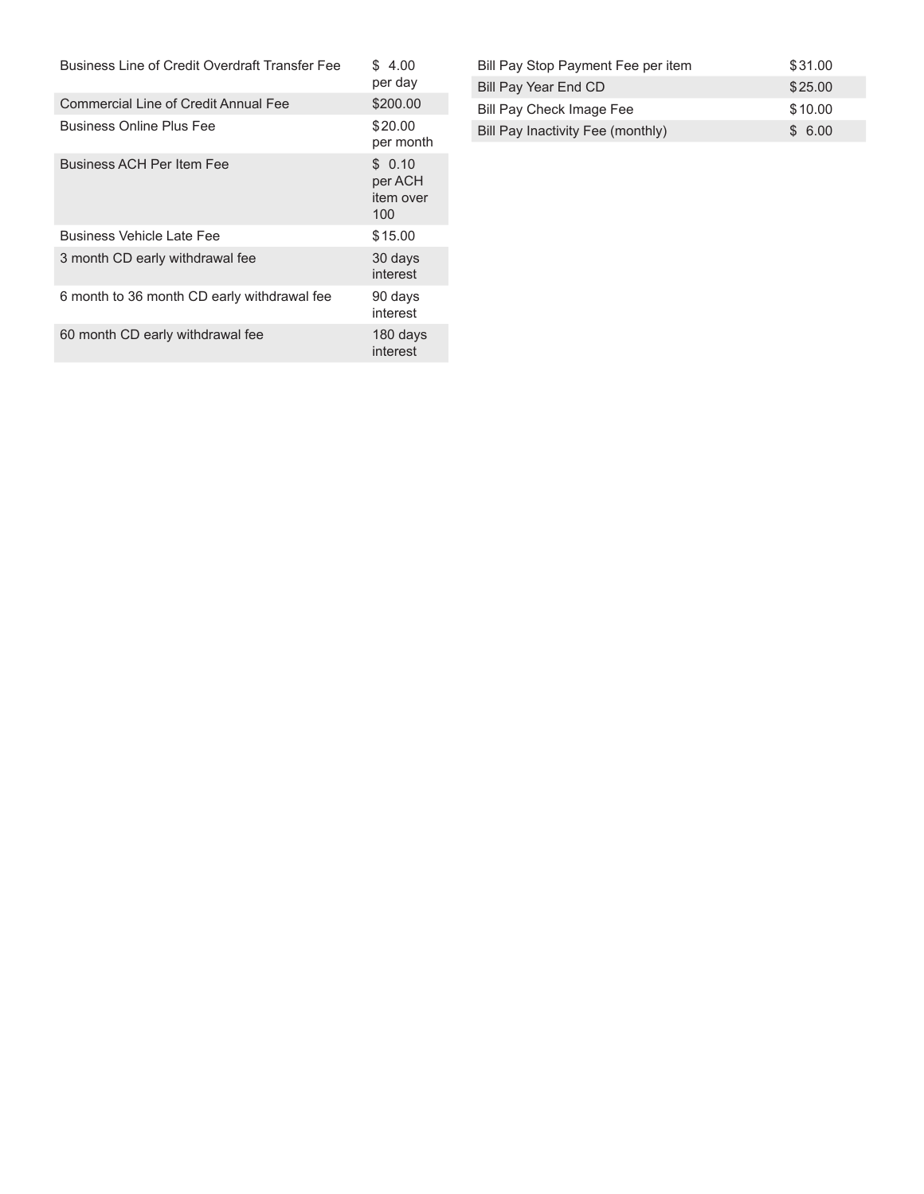| | |
|---|---|
| Business Line of Credit Overdraft Transfer Fee | $ 4.00 per day |
| Commercial Line of Credit Annual Fee | $200.00 |
| Business Online Plus Fee | $20.00 per month |
| Business ACH Per Item Fee | $ 0.10 per ACH item over 100 |
| Business Vehicle Late Fee | $15.00 |
| 3 month CD early withdrawal fee | 30 days interest |
| 6 month to 36 month CD early withdrawal fee | 90 days interest |
| 60 month CD early withdrawal fee | 180 days interest |

| | |
|---|---|
| Bill Pay Stop Payment Fee per item | $31.00 |
| Bill Pay Year End CD | $25.00 |
| Bill Pay Check Image Fee | $10.00 |
| Bill Pay Inactivity Fee (monthly) | $ 6.00 |